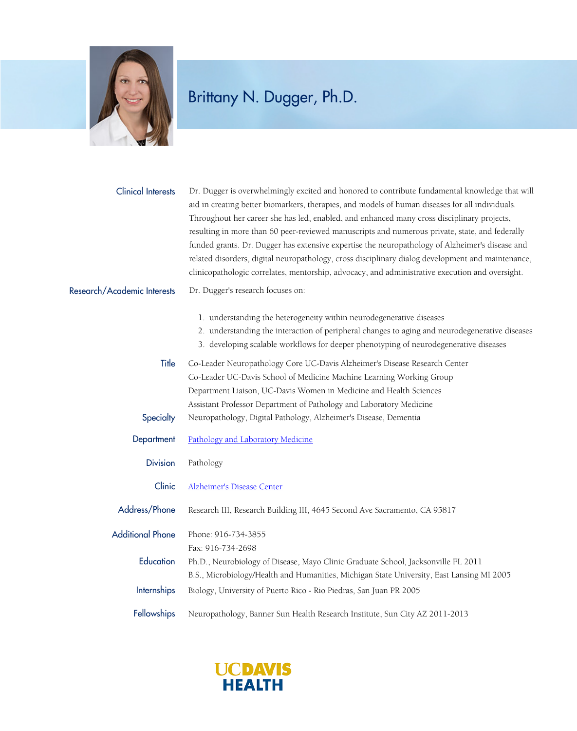# Brittany N. Dugger, Ph.D.

**Clinical Interests**

Dr. Dugger is overwhelmingly excited and honored to contribute fundamental knowledge that will aid in creating better biomarkers, therapies, and models of human diseases for all individuals. Throughout her career she has led, enabled, and enhanced many cross disciplinary projects, resulting in more than 60 peer-reviewed manuscripts and numerous private, state, and federally funded grants. Dr. Dugger has extensive expertise the neuropathology of Alzheimer's disease and related disorders, digital neuropathology, cross disciplinary dialog development and maintenance, clinicopathologic correlates, mentorship, advocacy, and administrative execution and oversight.

**Research/Academic Interests**

Dr. Dugger's research focuses on:

1. understanding the heterogeneity within neurodegenerative diseases
2. understanding the interaction of peripheral changes to aging and neurodegenerative diseases
3. developing scalable workflows for deeper phenotyping of neurodegenerative diseases

**Title**

Co-Leader Neuropathology Core UC-Davis Alzheimer's Disease Research Center
Co-Leader UC-Davis School of Medicine Machine Learning Working Group
Department Liaison, UC-Davis Women in Medicine and Health Sciences
Assistant Professor Department of Pathology and Laboratory Medicine

**Specialty**

Neuropathology, Digital Pathology, Alzheimer's Disease, Dementia

**Department**

Pathology and Laboratory Medicine

**Division**

Pathology

**Clinic**

Alzheimer's Disease Center

**Address/Phone**

Research III, Research Building III, 4645 Second Ave Sacramento, CA 95817

**Additional Phone**

Phone: 916-734-3855
Fax: 916-734-2698

**Education**

Ph.D., Neurobiology of Disease, Mayo Clinic Graduate School, Jacksonville FL 2011
B.S., Microbiology/Health and Humanities, Michigan State University, East Lansing MI 2005

**Internships**

Biology, University of Puerto Rico - Rio Piedras, San Juan PR 2005

**Fellowships**

Neuropathology, Banner Sun Health Research Institute, Sun City AZ 2011-2013

UC DAVIS HEALTH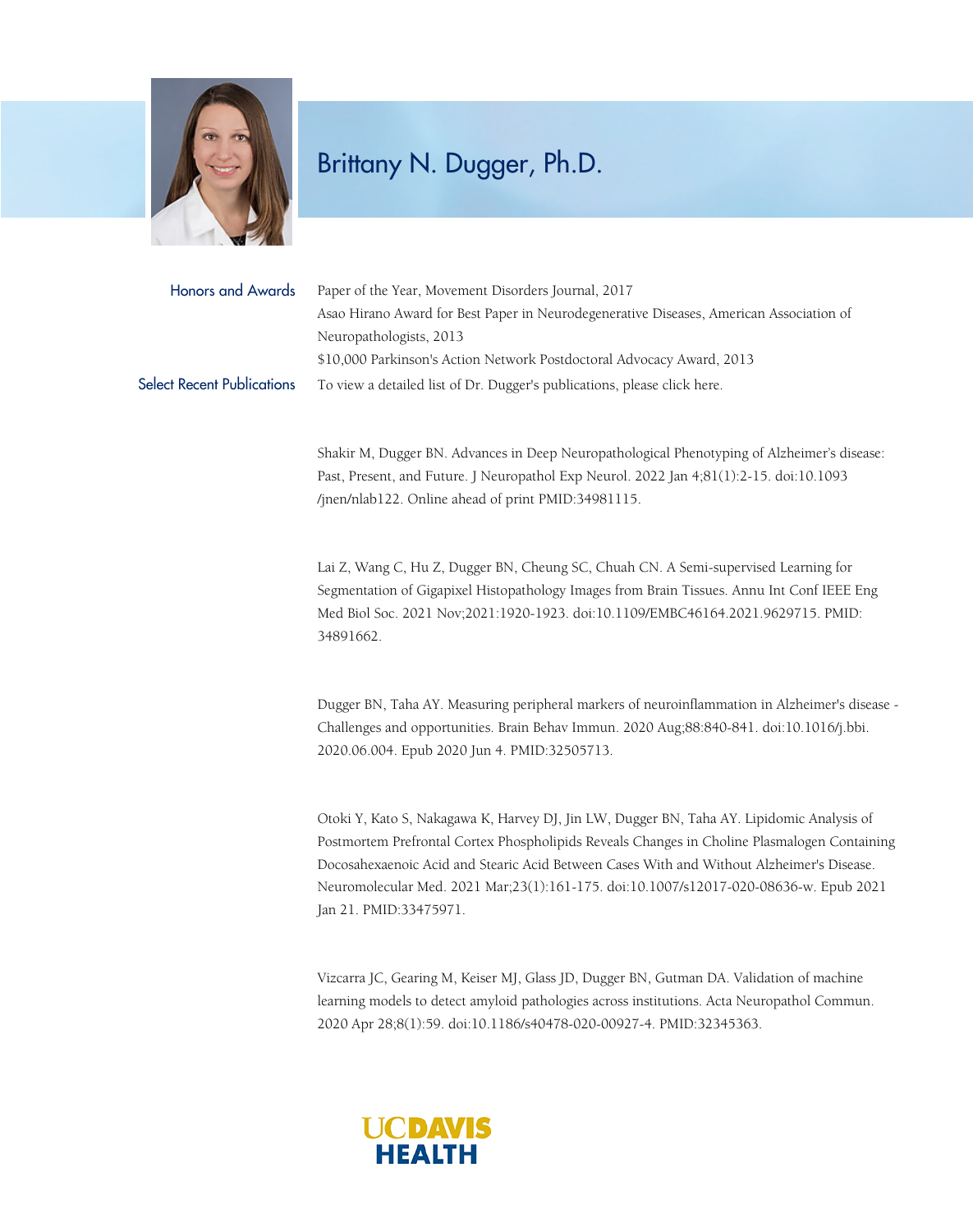# Brittany N. Dugger, Ph.D.

**Honors and Awards**

Paper of the Year, Movement Disorders Journal, 2017

Asao Hirano Award for Best Paper in Neurodegenerative Diseases, American Association of Neuropathologists, 2013

$10,000 Parkinson's Action Network Postdoctoral Advocacy Award, 2013

**Select Recent Publications**

To view a detailed list of Dr. Dugger's publications, please click here.

Shakir M, Dugger BN. Advances in Deep Neuropathological Phenotyping of Alzheimer's disease: Past, Present, and Future. J Neuropathol Exp Neurol. 2022 Jan 4;81(1):2-15. doi:10.1093/jnen/nlab122. Online ahead of print PMID:34981115.

Lai Z, Wang C, Hu Z, Dugger BN, Cheung SC, Chuah CN. A Semi-supervised Learning for Segmentation of Gigapixel Histopathology Images from Brain Tissues. Annu Int Conf IEEE Eng Med Biol Soc. 2021 Nov;2021:1920-1923. doi:10.1109/EMBC46164.2021.9629715. PMID: 34891662.

Dugger BN, Taha AY. Measuring peripheral markers of neuroinflammation in Alzheimer's disease - Challenges and opportunities. Brain Behav Immun. 2020 Aug;88:840-841. doi:10.1016/j.bbi.2020.06.004. Epub 2020 Jun 4. PMID:32505713.

Otoki Y, Kato S, Nakagawa K, Harvey DJ, Jin LW, Dugger BN, Taha AY. Lipidomic Analysis of Postmortem Prefrontal Cortex Phospholipids Reveals Changes in Choline Plasmalogen Containing Docosahexaenoic Acid and Stearic Acid Between Cases With and Without Alzheimer's Disease. Neuromolecular Med. 2021 Mar;23(1):161-175. doi:10.1007/s12017-020-08636-w. Epub 2021 Jan 21. PMID:33475971.

Vizcarra JC, Gearing M, Keiser MJ, Glass JD, Dugger BN, Gutman DA. Validation of machine learning models to detect amyloid pathologies across institutions. Acta Neuropathol Commun. 2020 Apr 28;8(1):59. doi:10.1186/s40478-020-00927-4. PMID:32345363.

UC DAVIS HEALTH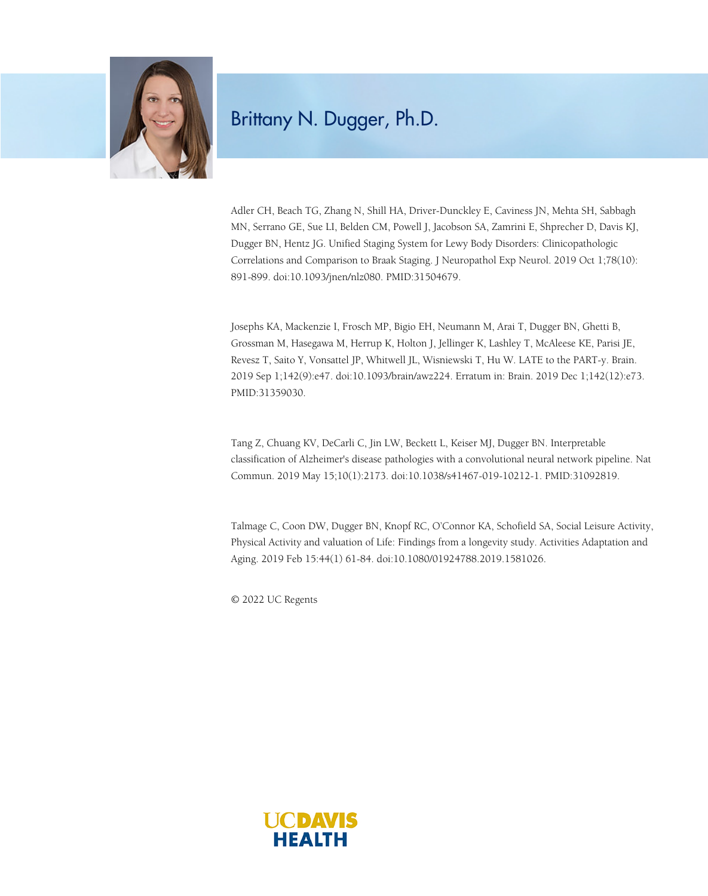# Brittany N. Dugger, Ph.D.

Adler CH, Beach TG, Zhang N, Shill HA, Driver-Dunckley E, Caviness JN, Mehta SH, Sabbagh MN, Serrano GE, Sue LI, Belden CM, Powell J, Jacobson SA, Zamrini E, Shprecher D, Davis KJ, Dugger BN, Hentz JG. Unified Staging System for Lewy Body Disorders: Clinicopathologic Correlations and Comparison to Braak Staging. J Neuropathol Exp Neurol. 2019 Oct 1;78(10): 891-899. doi:10.1093/jnen/nlz080. PMID:31504679.

Josephs KA, Mackenzie I, Frosch MP, Bigio EH, Neumann M, Arai T, Dugger BN, Ghetti B, Grossman M, Hasegawa M, Herrup K, Holton J, Jellinger K, Lashley T, McAleese KE, Parisi JE, Revesz T, Saito Y, Vonsattel JP, Whitwell JL, Wisniewski T, Hu W. LATE to the PART-y. Brain. 2019 Sep 1;142(9):e47. doi:10.1093/brain/awz224. Erratum in: Brain. 2019 Dec 1;142(12):e73. PMID:31359030.

Tang Z, Chuang KV, DeCarli C, Jin LW, Beckett L, Keiser MJ, Dugger BN. Interpretable classification of Alzheimer's disease pathologies with a convolutional neural network pipeline. Nat Commun. 2019 May 15;10(1):2173. doi:10.1038/s41467-019-10212-1. PMID:31092819.

Talmage C, Coon DW, Dugger BN, Knopf RC, O'Connor KA, Schofield SA, Social Leisure Activity, Physical Activity and valuation of Life: Findings from a longevity study. Activities Adaptation and Aging. 2019 Feb 15:44(1) 61-84. doi:10.1080/01924788.2019.1581026.

© 2022 UC Regents

UCDAVIS HEALTH